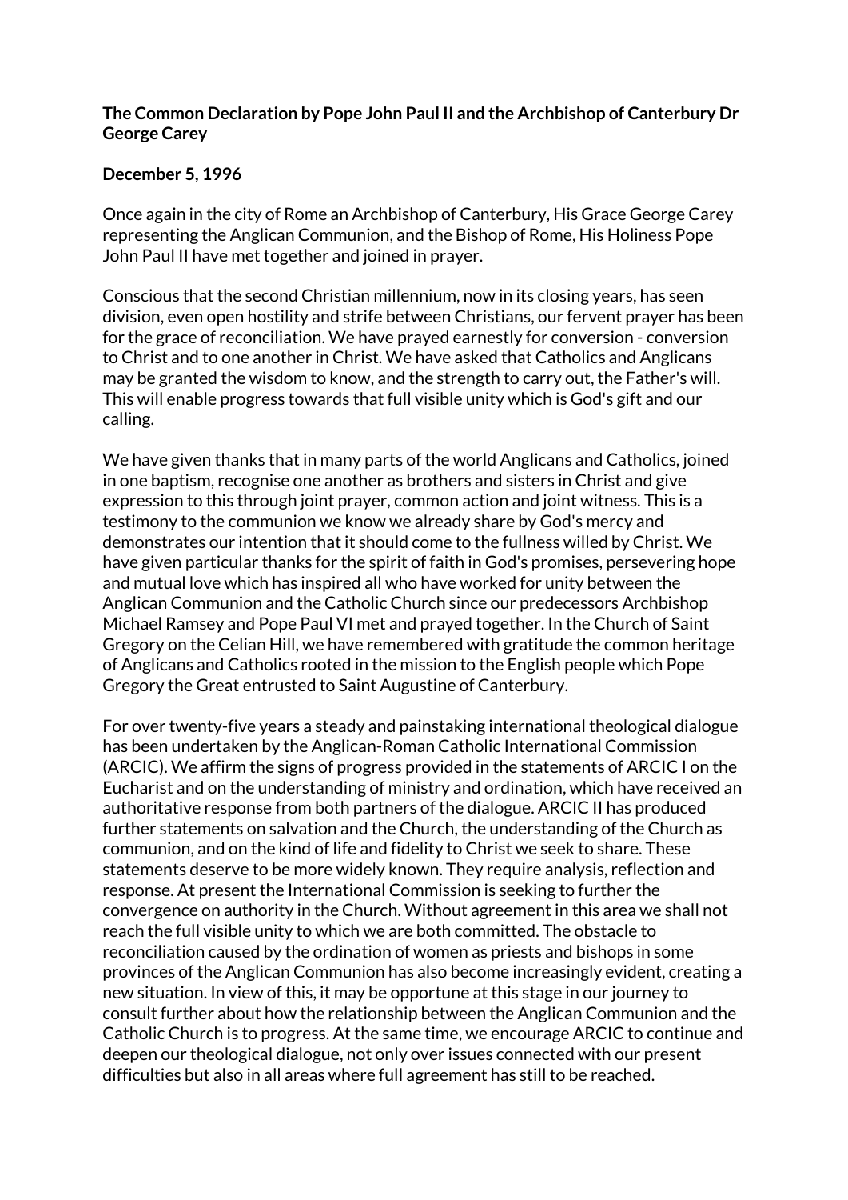**The Common Declaration by Pope John Paul II and the Archbishop of Canterbury Dr George Carey**

**December 5, 1996**

Once again in the city of Rome an Archbishop of Canterbury, His Grace George Carey representing the Anglican Communion, and the Bishop of Rome, His Holiness Pope John Paul II have met together and joined in prayer.

Conscious that the second Christian millennium, now in its closing years, has seen division, even open hostility and strife between Christians, our fervent prayer has been for the grace of reconciliation. We have prayed earnestly for conversion - conversion to Christ and to one another in Christ. We have asked that Catholics and Anglicans may be granted the wisdom to know, and the strength to carry out, the Father's will. This will enable progress towards that full visible unity which is God's gift and our calling.

We have given thanks that in many parts of the world Anglicans and Catholics, joined in one baptism, recognise one another as brothers and sisters in Christ and give expression to this through joint prayer, common action and joint witness. This is a testimony to the communion we know we already share by God's mercy and demonstrates our intention that it should come to the fullness willed by Christ. We have given particular thanks for the spirit of faith in God's promises, persevering hope and mutual love which has inspired all who have worked for unity between the Anglican Communion and the Catholic Church since our predecessors Archbishop Michael Ramsey and Pope Paul VI met and prayed together. In the Church of Saint Gregory on the Celian Hill, we have remembered with gratitude the common heritage of Anglicans and Catholics rooted in the mission to the English people which Pope Gregory the Great entrusted to Saint Augustine of Canterbury.

For over twenty-five years a steady and painstaking international theological dialogue has been undertaken by the Anglican-Roman Catholic International Commission (ARCIC). We affirm the signs of progress provided in the statements of ARCIC I on the Eucharist and on the understanding of ministry and ordination, which have received an authoritative response from both partners of the dialogue. ARCIC II has produced further statements on salvation and the Church, the understanding of the Church as communion, and on the kind of life and fidelity to Christ we seek to share. These statements deserve to be more widely known. They require analysis, reflection and response. At present the International Commission is seeking to further the convergence on authority in the Church. Without agreement in this area we shall not reach the full visible unity to which we are both committed. The obstacle to reconciliation caused by the ordination of women as priests and bishops in some provinces of the Anglican Communion has also become increasingly evident, creating a new situation. In view of this, it may be opportune at this stage in our journey to consult further about how the relationship between the Anglican Communion and the Catholic Church is to progress. At the same time, we encourage ARCIC to continue and deepen our theological dialogue, not only over issues connected with our present difficulties but also in all areas where full agreement has still to be reached.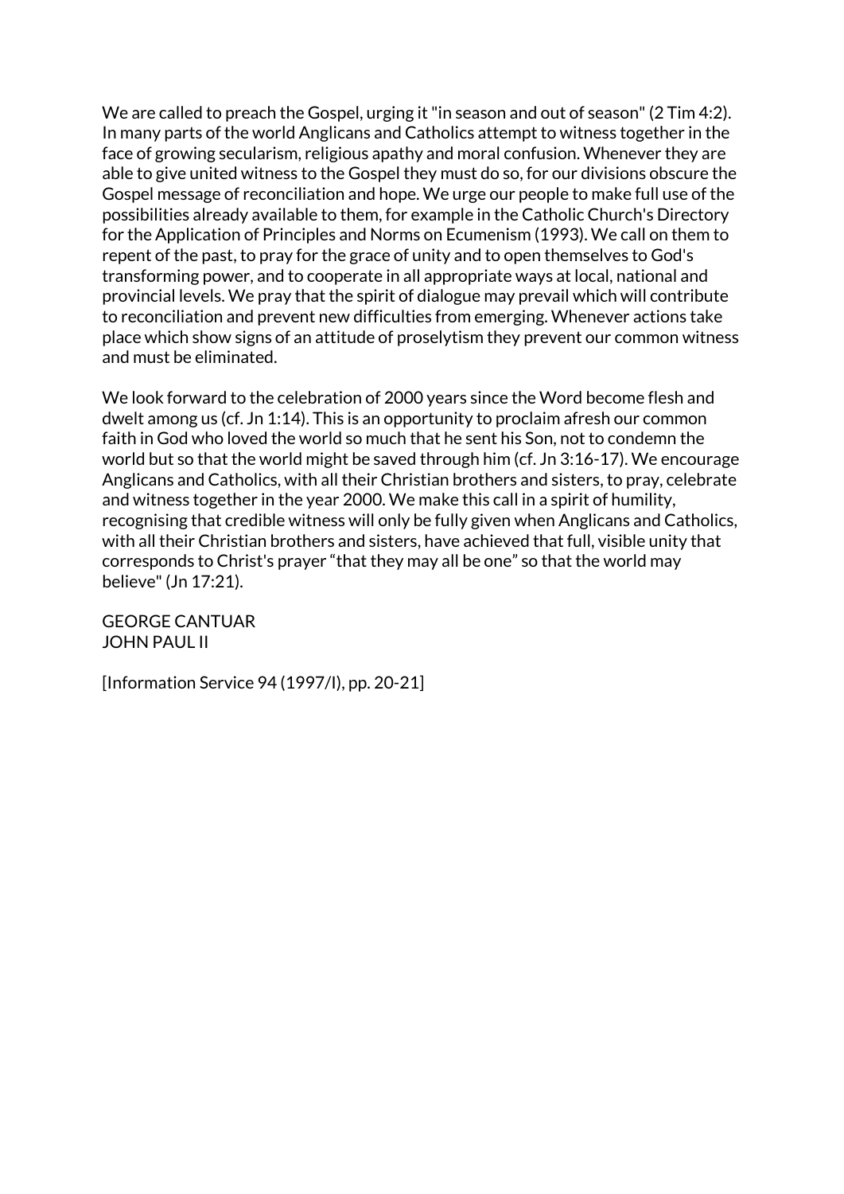We are called to preach the Gospel, urging it "in season and out of season" (2 Tim 4:2). In many parts of the world Anglicans and Catholics attempt to witness together in the face of growing secularism, religious apathy and moral confusion. Whenever they are able to give united witness to the Gospel they must do so, for our divisions obscure the Gospel message of reconciliation and hope. We urge our people to make full use of the possibilities already available to them, for example in the Catholic Church's Directory for the Application of Principles and Norms on Ecumenism (1993). We call on them to repent of the past, to pray for the grace of unity and to open themselves to God's transforming power, and to cooperate in all appropriate ways at local, national and provincial levels. We pray that the spirit of dialogue may prevail which will contribute to reconciliation and prevent new difficulties from emerging. Whenever actions take place which show signs of an attitude of proselytism they prevent our common witness and must be eliminated.

We look forward to the celebration of 2000 years since the Word become flesh and dwelt among us (cf. Jn 1:14). This is an opportunity to proclaim afresh our common faith in God who loved the world so much that he sent his Son, not to condemn the world but so that the world might be saved through him (cf. Jn 3:16-17). We encourage Anglicans and Catholics, with all their Christian brothers and sisters, to pray, celebrate and witness together in the year 2000. We make this call in a spirit of humility, recognising that credible witness will only be fully given when Anglicans and Catholics, with all their Christian brothers and sisters, have achieved that full, visible unity that corresponds to Christ's prayer "that they may all be one" so that the world may believe" (Jn 17:21).

GEORGE CANTUAR
JOHN PAUL II

[Information Service 94 (1997/I), pp. 20-21]